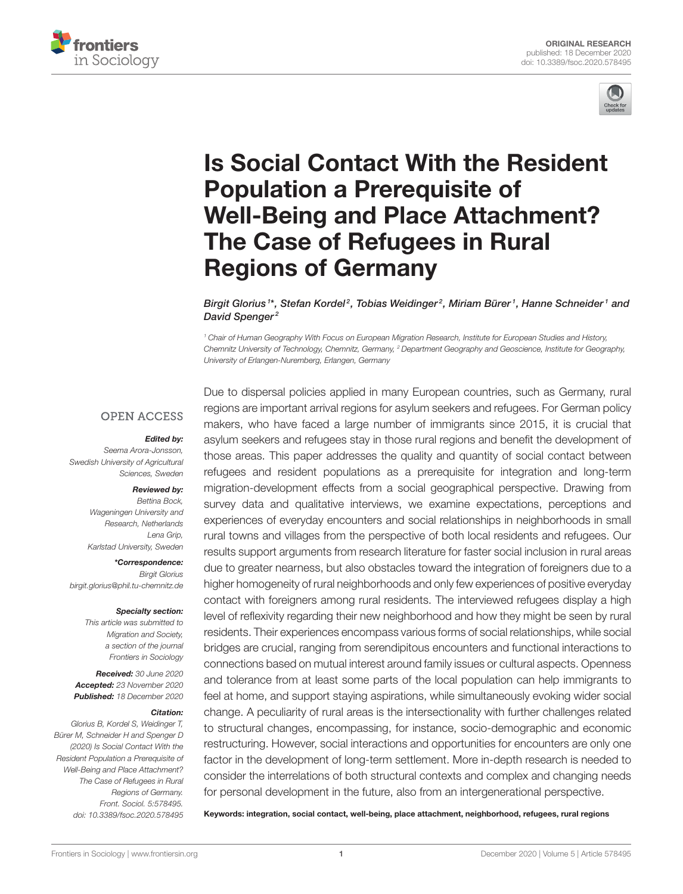ORIGINAL RESEARCH
published: 18 December 2020
doi: 10.3389/fsoc.2020.578495

# Is Social Contact With the Resident Population a Prerequisite of Well-Being and Place Attachment? The Case of Refugees in Rural Regions of Germany

*Birgit Glorius[1]\*, Stefan Kordel[2], Tobias Weidinger[2], Miriam Bürer[1], Hanne Schneider[1] and David Spenger[2]*

[1] Chair of Human Geography With Focus on European Migration Research, Institute for European Studies and History, Chemnitz University of Technology, Chemnitz, Germany, [2] Department Geography and Geoscience, Institute for Geography, University of Erlangen-Nuremberg, Erlangen, Germany

OPEN ACCESS

***Edited by:***
Seema Arora-Jonsson,
Swedish University of Agricultural Sciences, Sweden

***Reviewed by:***
Bettina Bock,
Wageningen University and Research, Netherlands
Lena Grip,
Karlstad University, Sweden

***\*Correspondence:***
Birgit Glorius
birgit.glorius@phil.tu-chemnitz.de

***Specialty section:***
This article was submitted to Migration and Society, a section of the journal Frontiers in Sociology

***Received:*** 30 June 2020
***Accepted:*** 23 November 2020
***Published:*** 18 December 2020

***Citation:***
Glorius B, Kordel S, Weidinger T, Bürer M, Schneider H and Spenger D (2020) Is Social Contact With the Resident Population a Prerequisite of Well-Being and Place Attachment? The Case of Refugees in Rural Regions of Germany. Front. Sociol. 5:578495. doi: 10.3389/fsoc.2020.578495

Due to dispersal policies applied in many European countries, such as Germany, rural regions are important arrival regions for asylum seekers and refugees. For German policy makers, who have faced a large number of immigrants since 2015, it is crucial that asylum seekers and refugees stay in those rural regions and benefit the development of those areas. This paper addresses the quality and quantity of social contact between refugees and resident populations as a prerequisite for integration and long-term migration-development effects from a social geographical perspective. Drawing from survey data and qualitative interviews, we examine expectations, perceptions and experiences of everyday encounters and social relationships in neighborhoods in small rural towns and villages from the perspective of both local residents and refugees. Our results support arguments from research literature for faster social inclusion in rural areas due to greater nearness, but also obstacles toward the integration of foreigners due to a higher homogeneity of rural neighborhoods and only few experiences of positive everyday contact with foreigners among rural residents. The interviewed refugees display a high level of reflexivity regarding their new neighborhood and how they might be seen by rural residents. Their experiences encompass various forms of social relationships, while social bridges are crucial, ranging from serendipitous encounters and functional interactions to connections based on mutual interest around family issues or cultural aspects. Openness and tolerance from at least some parts of the local population can help immigrants to feel at home, and support staying aspirations, while simultaneously evoking wider social change. A peculiarity of rural areas is the intersectionality with further challenges related to structural changes, encompassing, for instance, socio-demographic and economic restructuring. However, social interactions and opportunities for encounters are only one factor in the development of long-term settlement. More in-depth research is needed to consider the interrelations of both structural contexts and complex and changing needs for personal development in the future, also from an intergenerational perspective.

**Keywords: integration, social contact, well-being, place attachment, neighborhood, refugees, rural regions**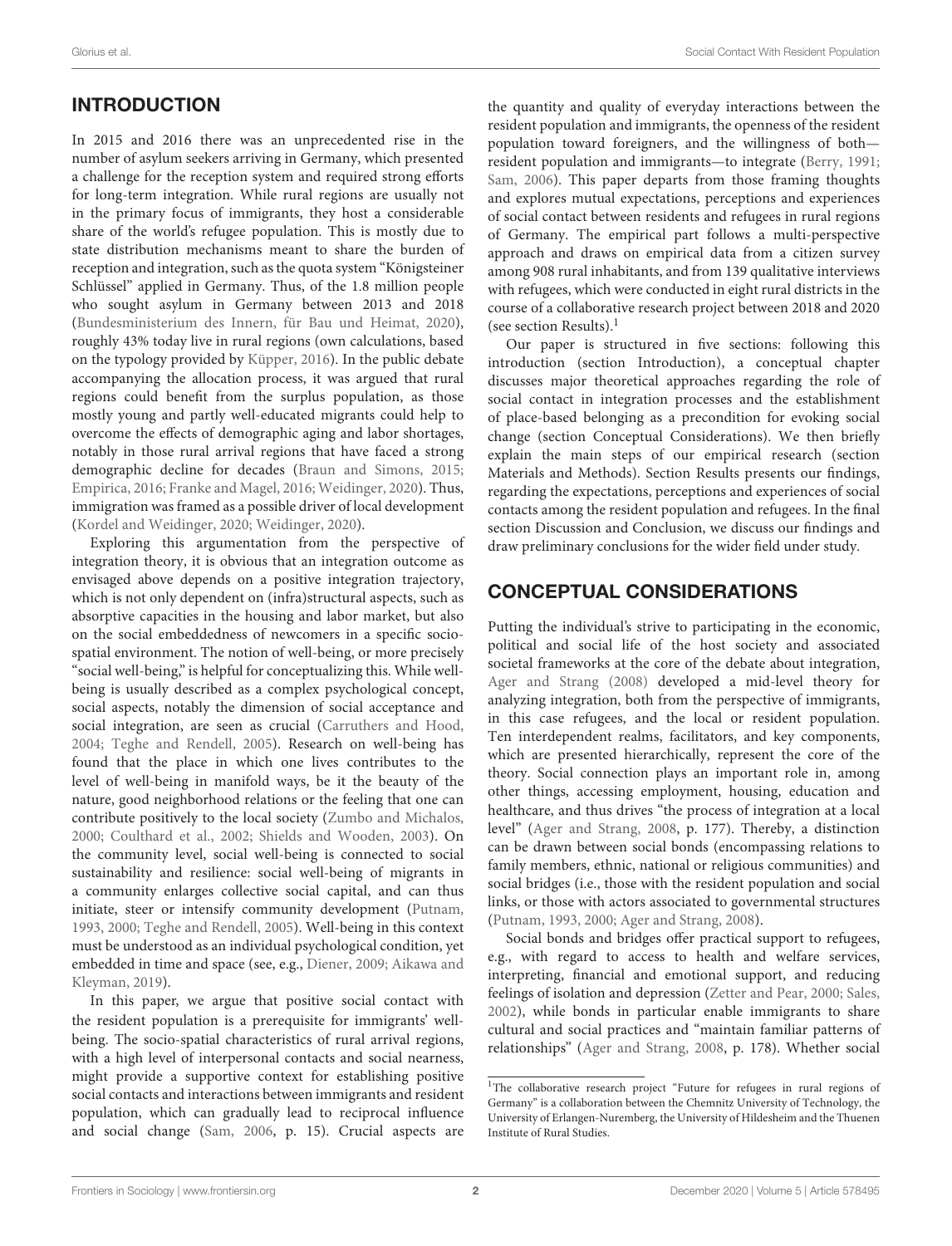## INTRODUCTION

In 2015 and 2016 there was an unprecedented rise in the number of asylum seekers arriving in Germany, which presented a challenge for the reception system and required strong efforts for long-term integration. While rural regions are usually not in the primary focus of immigrants, they host a considerable share of the world's refugee population. This is mostly due to state distribution mechanisms meant to share the burden of reception and integration, such as the quota system "Königsteiner Schlüssel" applied in Germany. Thus, of the 1.8 million people who sought asylum in Germany between 2013 and 2018 (Bundesministerium des Innern, für Bau und Heimat, 2020), roughly 43% today live in rural regions (own calculations, based on the typology provided by Küpper, 2016). In the public debate accompanying the allocation process, it was argued that rural regions could benefit from the surplus population, as those mostly young and partly well-educated migrants could help to overcome the effects of demographic aging and labor shortages, notably in those rural arrival regions that have faced a strong demographic decline for decades (Braun and Simons, 2015; Empirica, 2016; Franke and Magel, 2016; Weidinger, 2020). Thus, immigration was framed as a possible driver of local development (Kordel and Weidinger, 2020; Weidinger, 2020).

Exploring this argumentation from the perspective of integration theory, it is obvious that an integration outcome as envisaged above depends on a positive integration trajectory, which is not only dependent on (infra)structural aspects, such as absorptive capacities in the housing and labor market, but also on the social embeddedness of newcomers in a specific socio-spatial environment. The notion of well-being, or more precisely "social well-being," is helpful for conceptualizing this. While well-being is usually described as a complex psychological concept, social aspects, notably the dimension of social acceptance and social integration, are seen as crucial (Carruthers and Hood, 2004; Teghe and Rendell, 2005). Research on well-being has found that the place in which one lives contributes to the level of well-being in manifold ways, be it the beauty of the nature, good neighborhood relations or the feeling that one can contribute positively to the local society (Zumbo and Michalos, 2000; Coulthard et al., 2002; Shields and Wooden, 2003). On the community level, social well-being is connected to social sustainability and resilience: social well-being of migrants in a community enlarges collective social capital, and can thus initiate, steer or intensify community development (Putnam, 1993, 2000; Teghe and Rendell, 2005). Well-being in this context must be understood as an individual psychological condition, yet embedded in time and space (see, e.g., Diener, 2009; Aikawa and Kleyman, 2019).

In this paper, we argue that positive social contact with the resident population is a prerequisite for immigrants' well-being. The socio-spatial characteristics of rural arrival regions, with a high level of interpersonal contacts and social nearness, might provide a supportive context for establishing positive social contacts and interactions between immigrants and resident population, which can gradually lead to reciprocal influence and social change (Sam, 2006, p. 15). Crucial aspects are the quantity and quality of everyday interactions between the resident population and immigrants, the openness of the resident population toward foreigners, and the willingness of both—resident population and immigrants—to integrate (Berry, 1991; Sam, 2006). This paper departs from those framing thoughts and explores mutual expectations, perceptions and experiences of social contact between residents and refugees in rural regions of Germany. The empirical part follows a multi-perspective approach and draws on empirical data from a citizen survey among 908 rural inhabitants, and from 139 qualitative interviews with refugees, which were conducted in eight rural districts in the course of a collaborative research project between 2018 and 2020 (see section Results).[1]

Our paper is structured in five sections: following this introduction (section Introduction), a conceptual chapter discusses major theoretical approaches regarding the role of social contact in integration processes and the establishment of place-based belonging as a precondition for evoking social change (section Conceptual Considerations). We then briefly explain the main steps of our empirical research (section Materials and Methods). Section Results presents our findings, regarding the expectations, perceptions and experiences of social contacts among the resident population and refugees. In the final section Discussion and Conclusion, we discuss our findings and draw preliminary conclusions for the wider field under study.

## CONCEPTUAL CONSIDERATIONS

Putting the individual's strive to participating in the economic, political and social life of the host society and associated societal frameworks at the core of the debate about integration, Ager and Strang (2008) developed a mid-level theory for analyzing integration, both from the perspective of immigrants, in this case refugees, and the local or resident population. Ten interdependent realms, facilitators, and key components, which are presented hierarchically, represent the core of the theory. Social connection plays an important role in, among other things, accessing employment, housing, education and healthcare, and thus drives "the process of integration at a local level" (Ager and Strang, 2008, p. 177). Thereby, a distinction can be drawn between social bonds (encompassing relations to family members, ethnic, national or religious communities) and social bridges (i.e., those with the resident population and social links, or those with actors associated to governmental structures (Putnam, 1993, 2000; Ager and Strang, 2008).

Social bonds and bridges offer practical support to refugees, e.g., with regard to access to health and welfare services, interpreting, financial and emotional support, and reducing feelings of isolation and depression (Zetter and Pear, 2000; Sales, 2002), while bonds in particular enable immigrants to share cultural and social practices and "maintain familiar patterns of relationships" (Ager and Strang, 2008, p. 178). Whether social

[1] The collaborative research project "Future for refugees in rural regions of Germany" is a collaboration between the Chemnitz University of Technology, the University of Erlangen-Nuremberg, the University of Hildesheim and the Thuenen Institute of Rural Studies.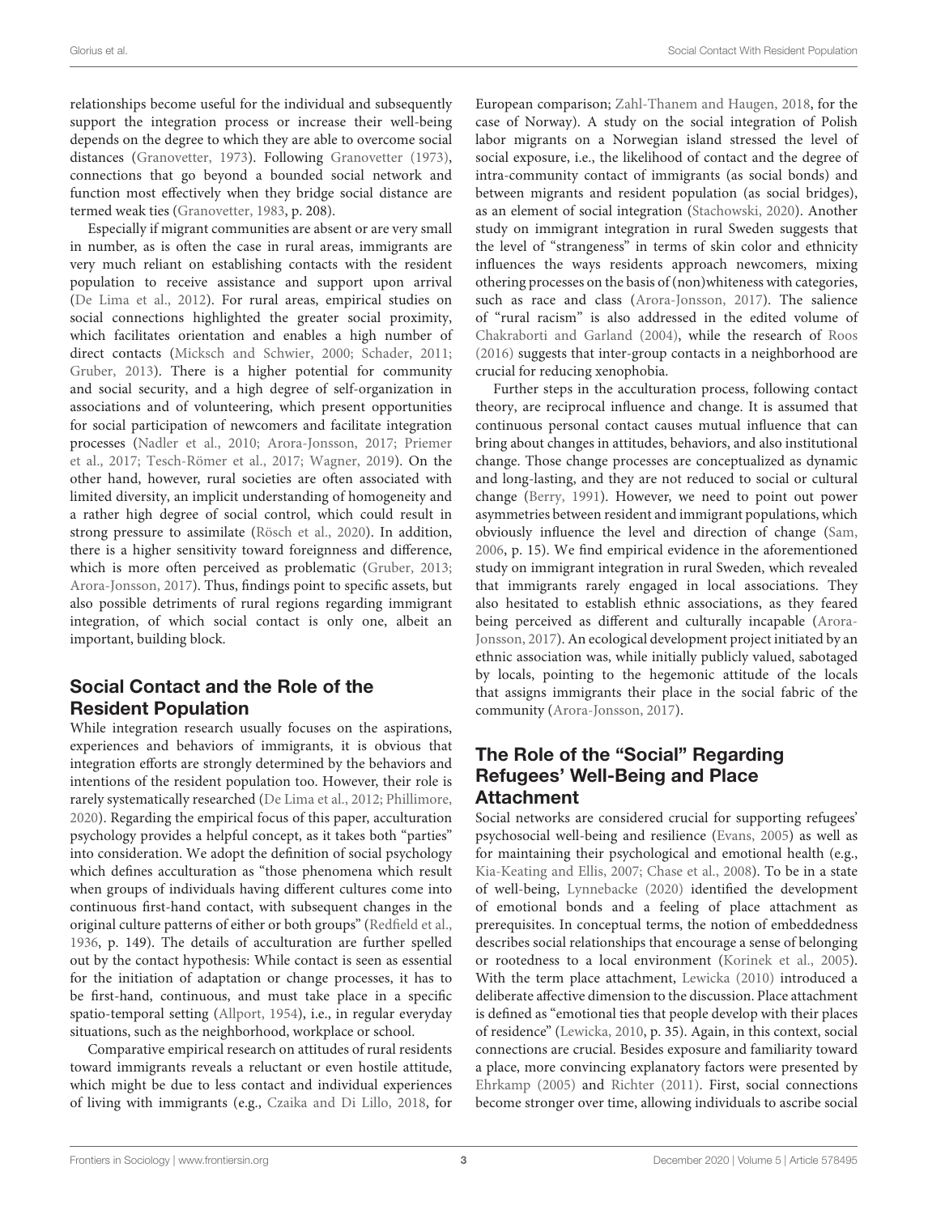relationships become useful for the individual and subsequently support the integration process or increase their well-being depends on the degree to which they are able to overcome social distances (Granovetter, 1973). Following Granovetter (1973), connections that go beyond a bounded social network and function most effectively when they bridge social distance are termed weak ties (Granovetter, 1983, p. 208).

Especially if migrant communities are absent or are very small in number, as is often the case in rural areas, immigrants are very much reliant on establishing contacts with the resident population to receive assistance and support upon arrival (De Lima et al., 2012). For rural areas, empirical studies on social connections highlighted the greater social proximity, which facilitates orientation and enables a high number of direct contacts (Micksch and Schwier, 2000; Schader, 2011; Gruber, 2013). There is a higher potential for community and social security, and a high degree of self-organization in associations and of volunteering, which present opportunities for social participation of newcomers and facilitate integration processes (Nadler et al., 2010; Arora-Jonsson, 2017; Priemer et al., 2017; Tesch-Römer et al., 2017; Wagner, 2019). On the other hand, however, rural societies are often associated with limited diversity, an implicit understanding of homogeneity and a rather high degree of social control, which could result in strong pressure to assimilate (Rösch et al., 2020). In addition, there is a higher sensitivity toward foreignness and difference, which is more often perceived as problematic (Gruber, 2013; Arora-Jonsson, 2017). Thus, findings point to specific assets, but also possible detriments of rural regions regarding immigrant integration, of which social contact is only one, albeit an important, building block.

## Social Contact and the Role of the Resident Population

While integration research usually focuses on the aspirations, experiences and behaviors of immigrants, it is obvious that integration efforts are strongly determined by the behaviors and intentions of the resident population too. However, their role is rarely systematically researched (De Lima et al., 2012; Phillimore, 2020). Regarding the empirical focus of this paper, acculturation psychology provides a helpful concept, as it takes both "parties" into consideration. We adopt the definition of social psychology which defines acculturation as "those phenomena which result when groups of individuals having different cultures come into continuous first-hand contact, with subsequent changes in the original culture patterns of either or both groups" (Redfield et al., 1936, p. 149). The details of acculturation are further spelled out by the contact hypothesis: While contact is seen as essential for the initiation of adaptation or change processes, it has to be first-hand, continuous, and must take place in a specific spatio-temporal setting (Allport, 1954), i.e., in regular everyday situations, such as the neighborhood, workplace or school.

Comparative empirical research on attitudes of rural residents toward immigrants reveals a reluctant or even hostile attitude, which might be due to less contact and individual experiences of living with immigrants (e.g., Czaika and Di Lillo, 2018, for European comparison; Zahl-Thanem and Haugen, 2018, for the case of Norway). A study on the social integration of Polish labor migrants on a Norwegian island stressed the level of social exposure, i.e., the likelihood of contact and the degree of intra-community contact of immigrants (as social bonds) and between migrants and resident population (as social bridges), as an element of social integration (Stachowski, 2020). Another study on immigrant integration in rural Sweden suggests that the level of "strangeness" in terms of skin color and ethnicity influences the ways residents approach newcomers, mixing othering processes on the basis of (non)whiteness with categories, such as race and class (Arora-Jonsson, 2017). The salience of "rural racism" is also addressed in the edited volume of Chakraborti and Garland (2004), while the research of Roos (2016) suggests that inter-group contacts in a neighborhood are crucial for reducing xenophobia.

Further steps in the acculturation process, following contact theory, are reciprocal influence and change. It is assumed that continuous personal contact causes mutual influence that can bring about changes in attitudes, behaviors, and also institutional change. Those change processes are conceptualized as dynamic and long-lasting, and they are not reduced to social or cultural change (Berry, 1991). However, we need to point out power asymmetries between resident and immigrant populations, which obviously influence the level and direction of change (Sam, 2006, p. 15). We find empirical evidence in the aforementioned study on immigrant integration in rural Sweden, which revealed that immigrants rarely engaged in local associations. They also hesitated to establish ethnic associations, as they feared being perceived as different and culturally incapable (Arora-Jonsson, 2017). An ecological development project initiated by an ethnic association was, while initially publicly valued, sabotaged by locals, pointing to the hegemonic attitude of the locals that assigns immigrants their place in the social fabric of the community (Arora-Jonsson, 2017).

## The Role of the "Social" Regarding Refugees' Well-Being and Place Attachment

Social networks are considered crucial for supporting refugees' psychosocial well-being and resilience (Evans, 2005) as well as for maintaining their psychological and emotional health (e.g., Kia-Keating and Ellis, 2007; Chase et al., 2008). To be in a state of well-being, Lynnebacke (2020) identified the development of emotional bonds and a feeling of place attachment as prerequisites. In conceptual terms, the notion of embeddedness describes social relationships that encourage a sense of belonging or rootedness to a local environment (Korinek et al., 2005). With the term place attachment, Lewicka (2010) introduced a deliberate affective dimension to the discussion. Place attachment is defined as "emotional ties that people develop with their places of residence" (Lewicka, 2010, p. 35). Again, in this context, social connections are crucial. Besides exposure and familiarity toward a place, more convincing explanatory factors were presented by Ehrkamp (2005) and Richter (2011). First, social connections become stronger over time, allowing individuals to ascribe social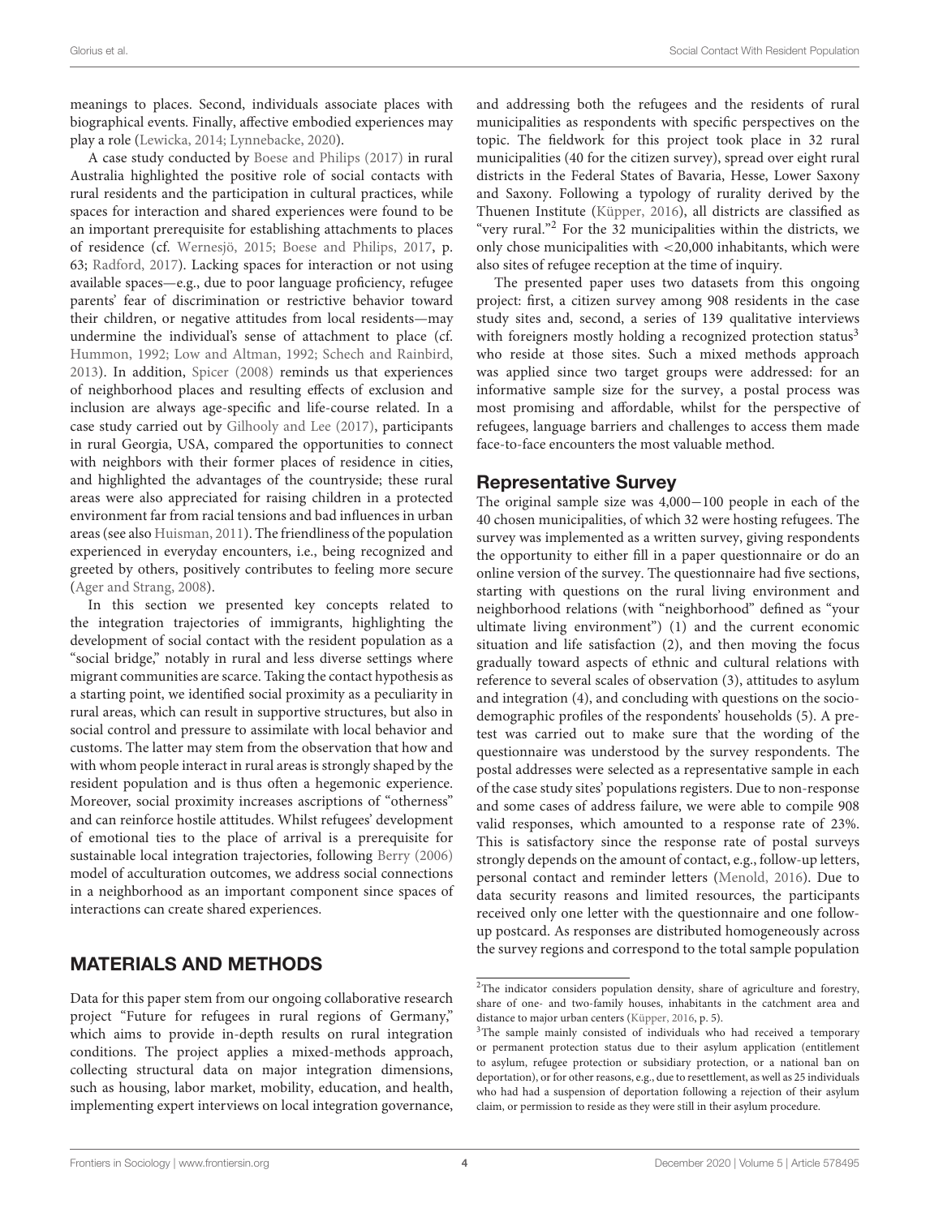meanings to places. Second, individuals associate places with biographical events. Finally, affective embodied experiences may play a role (Lewicka, 2014; Lynnebacke, 2020).

A case study conducted by Boese and Philips (2017) in rural Australia highlighted the positive role of social contacts with rural residents and the participation in cultural practices, while spaces for interaction and shared experiences were found to be an important prerequisite for establishing attachments to places of residence (cf. Wernesjö, 2015; Boese and Philips, 2017, p. 63; Radford, 2017). Lacking spaces for interaction or not using available spaces—e.g., due to poor language proficiency, refugee parents' fear of discrimination or restrictive behavior toward their children, or negative attitudes from local residents—may undermine the individual's sense of attachment to place (cf. Hummon, 1992; Low and Altman, 1992; Schech and Rainbird, 2013). In addition, Spicer (2008) reminds us that experiences of neighborhood places and resulting effects of exclusion and inclusion are always age-specific and life-course related. In a case study carried out by Gilhooly and Lee (2017), participants in rural Georgia, USA, compared the opportunities to connect with neighbors with their former places of residence in cities, and highlighted the advantages of the countryside; these rural areas were also appreciated for raising children in a protected environment far from racial tensions and bad influences in urban areas (see also Huisman, 2011). The friendliness of the population experienced in everyday encounters, i.e., being recognized and greeted by others, positively contributes to feeling more secure (Ager and Strang, 2008).

In this section we presented key concepts related to the integration trajectories of immigrants, highlighting the development of social contact with the resident population as a "social bridge," notably in rural and less diverse settings where migrant communities are scarce. Taking the contact hypothesis as a starting point, we identified social proximity as a peculiarity in rural areas, which can result in supportive structures, but also in social control and pressure to assimilate with local behavior and customs. The latter may stem from the observation that how and with whom people interact in rural areas is strongly shaped by the resident population and is thus often a hegemonic experience. Moreover, social proximity increases ascriptions of "otherness" and can reinforce hostile attitudes. Whilst refugees' development of emotional ties to the place of arrival is a prerequisite for sustainable local integration trajectories, following Berry (2006) model of acculturation outcomes, we address social connections in a neighborhood as an important component since spaces of interactions can create shared experiences.

## MATERIALS AND METHODS

Data for this paper stem from our ongoing collaborative research project "Future for refugees in rural regions of Germany," which aims to provide in-depth results on rural integration conditions. The project applies a mixed-methods approach, collecting structural data on major integration dimensions, such as housing, labor market, mobility, education, and health, implementing expert interviews on local integration governance, and addressing both the refugees and the residents of rural municipalities as respondents with specific perspectives on the topic. The fieldwork for this project took place in 32 rural municipalities (40 for the citizen survey), spread over eight rural districts in the Federal States of Bavaria, Hesse, Lower Saxony and Saxony. Following a typology of rurality derived by the Thuenen Institute (Küpper, 2016), all districts are classified as "very rural."[2] For the 32 municipalities within the districts, we only chose municipalities with <20,000 inhabitants, which were also sites of refugee reception at the time of inquiry.

The presented paper uses two datasets from this ongoing project: first, a citizen survey among 908 residents in the case study sites and, second, a series of 139 qualitative interviews with foreigners mostly holding a recognized protection status[3] who reside at those sites. Such a mixed methods approach was applied since two target groups were addressed: for an informative sample size for the survey, a postal process was most promising and affordable, whilst for the perspective of refugees, language barriers and challenges to access them made face-to-face encounters the most valuable method.

### Representative Survey

The original sample size was 4,000−100 people in each of the 40 chosen municipalities, of which 32 were hosting refugees. The survey was implemented as a written survey, giving respondents the opportunity to either fill in a paper questionnaire or do an online version of the survey. The questionnaire had five sections, starting with questions on the rural living environment and neighborhood relations (with "neighborhood" defined as "your ultimate living environment") (1) and the current economic situation and life satisfaction (2), and then moving the focus gradually toward aspects of ethnic and cultural relations with reference to several scales of observation (3), attitudes to asylum and integration (4), and concluding with questions on the socio-demographic profiles of the respondents' households (5). A pre-test was carried out to make sure that the wording of the questionnaire was understood by the survey respondents. The postal addresses were selected as a representative sample in each of the case study sites' populations registers. Due to non-response and some cases of address failure, we were able to compile 908 valid responses, which amounted to a response rate of 23%. This is satisfactory since the response rate of postal surveys strongly depends on the amount of contact, e.g., follow-up letters, personal contact and reminder letters (Menold, 2016). Due to data security reasons and limited resources, the participants received only one letter with the questionnaire and one follow-up postcard. As responses are distributed homogeneously across the survey regions and correspond to the total sample population

[2]The indicator considers population density, share of agriculture and forestry, share of one- and two-family houses, inhabitants in the catchment area and distance to major urban centers (Küpper, 2016, p. 5).

[3]The sample mainly consisted of individuals who had received a temporary or permanent protection status due to their asylum application (entitlement to asylum, refugee protection or subsidiary protection, or a national ban on deportation), or for other reasons, e.g., due to resettlement, as well as 25 individuals who had had a suspension of deportation following a rejection of their asylum claim, or permission to reside as they were still in their asylum procedure.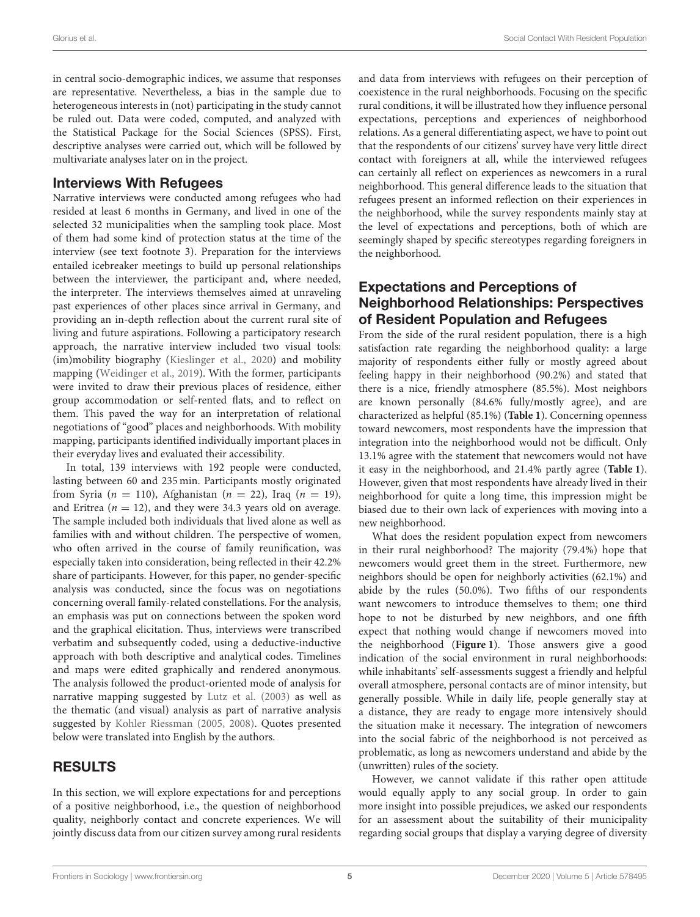in central socio-demographic indices, we assume that responses are representative. Nevertheless, a bias in the sample due to heterogeneous interests in (not) participating in the study cannot be ruled out. Data were coded, computed, and analyzed with the Statistical Package for the Social Sciences (SPSS). First, descriptive analyses were carried out, which will be followed by multivariate analyses later on in the project.

### Interviews With Refugees

Narrative interviews were conducted among refugees who had resided at least 6 months in Germany, and lived in one of the selected 32 municipalities when the sampling took place. Most of them had some kind of protection status at the time of the interview (see text footnote 3). Preparation for the interviews entailed icebreaker meetings to build up personal relationships between the interviewer, the participant and, where needed, the interpreter. The interviews themselves aimed at unraveling past experiences of other places since arrival in Germany, and providing an in-depth reflection about the current rural site of living and future aspirations. Following a participatory research approach, the narrative interview included two visual tools: (im)mobility biography (Kieslinger et al., 2020) and mobility mapping (Weidinger et al., 2019). With the former, participants were invited to draw their previous places of residence, either group accommodation or self-rented flats, and to reflect on them. This paved the way for an interpretation of relational negotiations of "good" places and neighborhoods. With mobility mapping, participants identified individually important places in their everyday lives and evaluated their accessibility.

In total, 139 interviews with 192 people were conducted, lasting between 60 and 235 min. Participants mostly originated from Syria ($n$ = 110), Afghanistan ($n$ = 22), Iraq ($n$ = 19), and Eritrea ($n$ = 12), and they were 34.3 years old on average. The sample included both individuals that lived alone as well as families with and without children. The perspective of women, who often arrived in the course of family reunification, was especially taken into consideration, being reflected in their 42.2% share of participants. However, for this paper, no gender-specific analysis was conducted, since the focus was on negotiations concerning overall family-related constellations. For the analysis, an emphasis was put on connections between the spoken word and the graphical elicitation. Thus, interviews were transcribed verbatim and subsequently coded, using a deductive-inductive approach with both descriptive and analytical codes. Timelines and maps were edited graphically and rendered anonymous. The analysis followed the product-oriented mode of analysis for narrative mapping suggested by Lutz et al. (2003) as well as the thematic (and visual) analysis as part of narrative analysis suggested by Kohler Riessman (2005, 2008). Quotes presented below were translated into English by the authors.

## RESULTS

In this section, we will explore expectations for and perceptions of a positive neighborhood, i.e., the question of neighborhood quality, neighborly contact and concrete experiences. We will jointly discuss data from our citizen survey among rural residents and data from interviews with refugees on their perception of coexistence in the rural neighborhoods. Focusing on the specific rural conditions, it will be illustrated how they influence personal expectations, perceptions and experiences of neighborhood relations. As a general differentiating aspect, we have to point out that the respondents of our citizens' survey have very little direct contact with foreigners at all, while the interviewed refugees can certainly all reflect on experiences as newcomers in a rural neighborhood. This general difference leads to the situation that refugees present an informed reflection on their experiences in the neighborhood, while the survey respondents mainly stay at the level of expectations and perceptions, both of which are seemingly shaped by specific stereotypes regarding foreigners in the neighborhood.

### Expectations and Perceptions of Neighborhood Relationships: Perspectives of Resident Population and Refugees

From the side of the rural resident population, there is a high satisfaction rate regarding the neighborhood quality: a large majority of respondents either fully or mostly agreed about feeling happy in their neighborhood (90.2%) and stated that there is a nice, friendly atmosphere (85.5%). Most neighbors are known personally (84.6% fully/mostly agree), and are characterized as helpful (85.1%) (**Table 1**). Concerning openness toward newcomers, most respondents have the impression that integration into the neighborhood would not be difficult. Only 13.1% agree with the statement that newcomers would not have it easy in the neighborhood, and 21.4% partly agree (**Table 1**). However, given that most respondents have already lived in their neighborhood for quite a long time, this impression might be biased due to their own lack of experiences with moving into a new neighborhood.

What does the resident population expect from newcomers in their rural neighborhood? The majority (79.4%) hope that newcomers would greet them in the street. Furthermore, new neighbors should be open for neighborly activities (62.1%) and abide by the rules (50.0%). Two fifths of our respondents want newcomers to introduce themselves to them; one third hope to not be disturbed by new neighbors, and one fifth expect that nothing would change if newcomers moved into the neighborhood (**Figure 1**). Those answers give a good indication of the social environment in rural neighborhoods: while inhabitants' self-assessments suggest a friendly and helpful overall atmosphere, personal contacts are of minor intensity, but generally possible. While in daily life, people generally stay at a distance, they are ready to engage more intensively should the situation make it necessary. The integration of newcomers into the social fabric of the neighborhood is not perceived as problematic, as long as newcomers understand and abide by the (unwritten) rules of the society.

However, we cannot validate if this rather open attitude would equally apply to any social group. In order to gain more insight into possible prejudices, we asked our respondents for an assessment about the suitability of their municipality regarding social groups that display a varying degree of diversity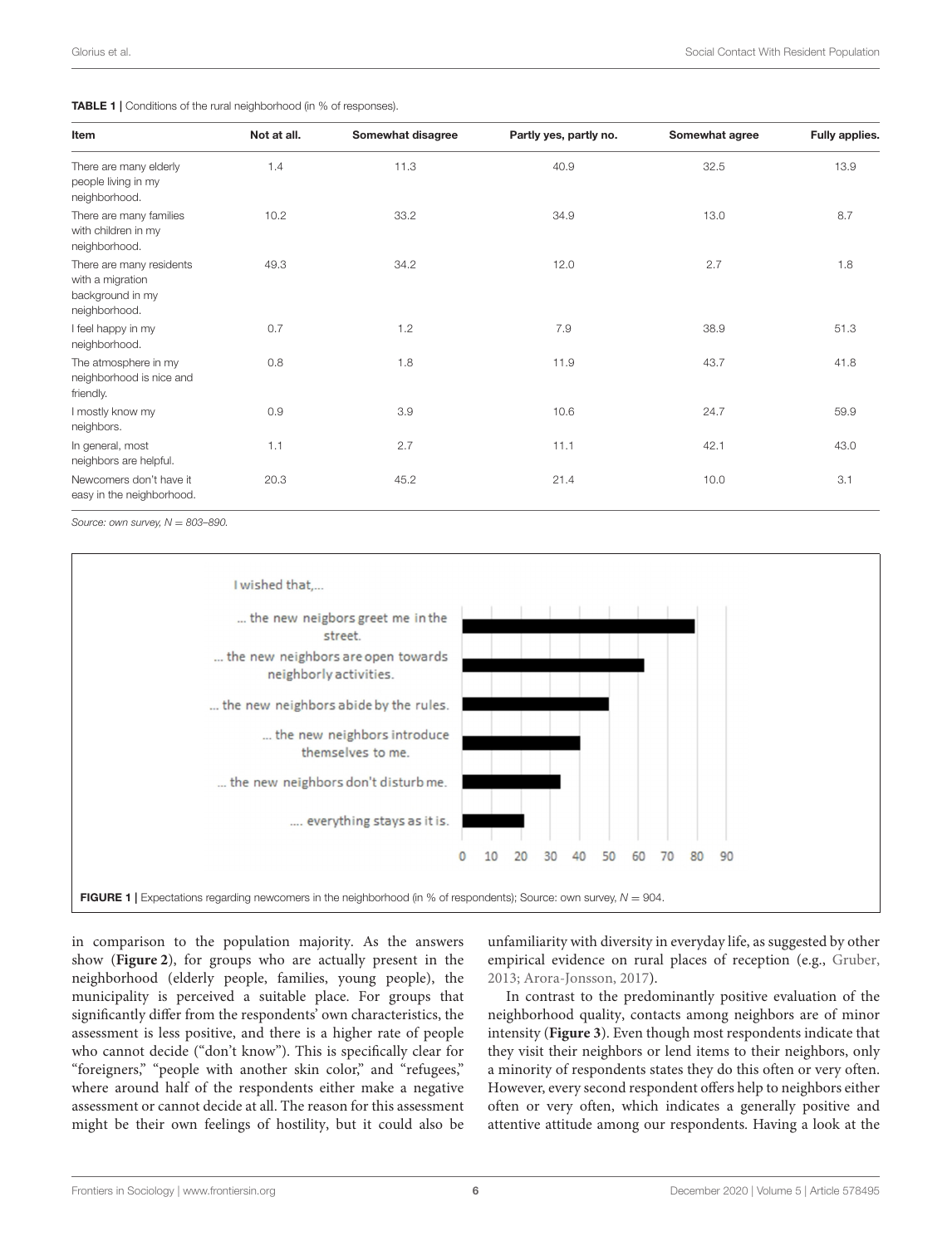**TABLE 1 |** Conditions of the rural neighborhood (in % of responses).

| Item | Not at all. | Somewhat disagree | Partly yes, partly no. | Somewhat agree | Fully applies. |
|---|---|---|---|---|---|
| There are many elderly people living in my neighborhood. | 1.4 | 11.3 | 40.9 | 32.5 | 13.9 |
| There are many families with children in my neighborhood. | 10.2 | 33.2 | 34.9 | 13.0 | 8.7 |
| There are many residents with a migration background in my neighborhood. | 49.3 | 34.2 | 12.0 | 2.7 | 1.8 |
| I feel happy in my neighborhood. | 0.7 | 1.2 | 7.9 | 38.9 | 51.3 |
| The atmosphere in my neighborhood is nice and friendly. | 0.8 | 1.8 | 11.9 | 43.7 | 41.8 |
| I mostly know my neighbors. | 0.9 | 3.9 | 10.6 | 24.7 | 59.9 |
| In general, most neighbors are helpful. | 1.1 | 2.7 | 11.1 | 42.1 | 43.0 |
| Newcomers don't have it easy in the neighborhood. | 20.3 | 45.2 | 21.4 | 10.0 | 3.1 |

*Source: own survey, N = 803–890.*

**FIGURE 1 |** Expectations regarding newcomers in the neighborhood (in % of respondents); Source: own survey, $N = 904$.

in comparison to the population majority. As the answers show (**Figure 2**), for groups who are actually present in the neighborhood (elderly people, families, young people), the municipality is perceived a suitable place. For groups that significantly differ from the respondents' own characteristics, the assessment is less positive, and there is a higher rate of people who cannot decide ("don't know"). This is specifically clear for "foreigners," "people with another skin color," and "refugees," where around half of the respondents either make a negative assessment or cannot decide at all. The reason for this assessment might be their own feelings of hostility, but it could also be unfamiliarity with diversity in everyday life, as suggested by other empirical evidence on rural places of reception (e.g., Gruber, 2013; Arora-Jonsson, 2017).

In contrast to the predominantly positive evaluation of the neighborhood quality, contacts among neighbors are of minor intensity (**Figure 3**). Even though most respondents indicate that they visit their neighbors or lend items to their neighbors, only a minority of respondents states they do this often or very often. However, every second respondent offers help to neighbors either often or very often, which indicates a generally positive and attentive attitude among our respondents. Having a look at the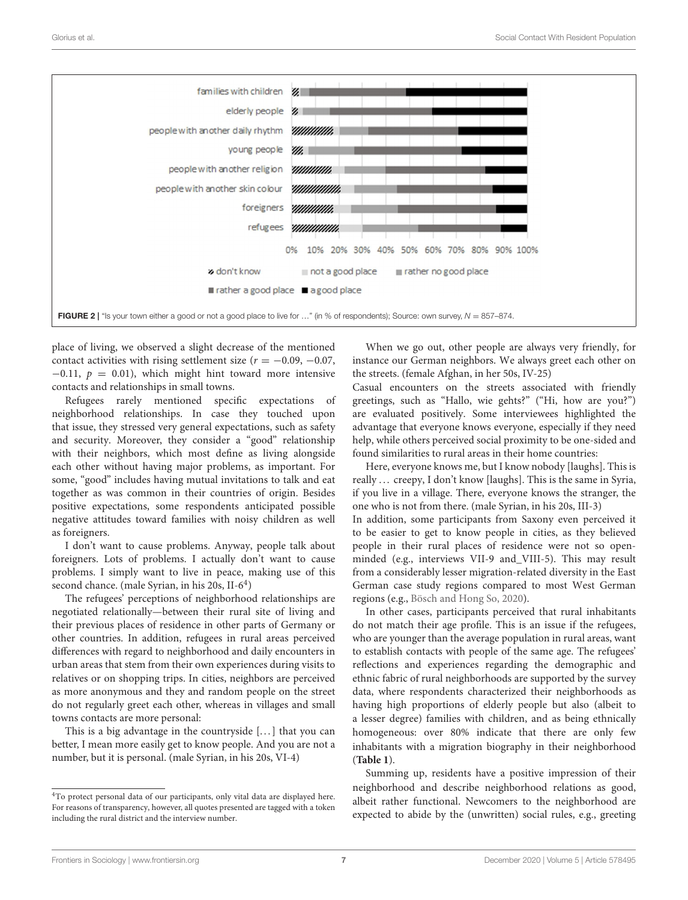FIGURE 2 | "Is your town either a good or not a good place to live for …" (in % of respondents); Source: own survey, $N = 857–874$.

place of living, we observed a slight decrease of the mentioned contact activities with rising settlement size ($r = -0.09, -0.07, -0.11, p = 0.01$), which might hint toward more intensive contacts and relationships in small towns.

Refugees rarely mentioned specific expectations of neighborhood relationships. In case they touched upon that issue, they stressed very general expectations, such as safety and security. Moreover, they consider a "good" relationship with their neighbors, which most define as living alongside each other without having major problems, as important. For some, "good" includes having mutual invitations to talk and eat together as was common in their countries of origin. Besides positive expectations, some respondents anticipated possible negative attitudes toward families with noisy children as well as foreigners.

I don't want to cause problems. Anyway, people talk about foreigners. Lots of problems. I actually don't want to cause problems. I simply want to live in peace, making use of this second chance. (male Syrian, in his 20s, II-6[4])

The refugees' perceptions of neighborhood relationships are negotiated relationally—between their rural site of living and their previous places of residence in other parts of Germany or other countries. In addition, refugees in rural areas perceived differences with regard to neighborhood and daily encounters in urban areas that stem from their own experiences during visits to relatives or on shopping trips. In cities, neighbors are perceived as more anonymous and they and random people on the street do not regularly greet each other, whereas in villages and small towns contacts are more personal:

This is a big advantage in the countryside […] that you can better, I mean more easily get to know people. And you are not a number, but it is personal. (male Syrian, in his 20s, VI-4)

When we go out, other people are always very friendly, for instance our German neighbors. We always greet each other on the streets. (female Afghan, in her 50s, IV-25)

Casual encounters on the streets associated with friendly greetings, such as "Hallo, wie gehts?" ("Hi, how are you?") are evaluated positively. Some interviewees highlighted the advantage that everyone knows everyone, especially if they need help, while others perceived social proximity to be one-sided and found similarities to rural areas in their home countries:

Here, everyone knows me, but I know nobody [laughs]. This is really … creepy, I don't know [laughs]. This is the same in Syria, if you live in a village. There, everyone knows the stranger, the one who is not from there. (male Syrian, in his 20s, III-3)

In addition, some participants from Saxony even perceived it to be easier to get to know people in cities, as they believed people in their rural places of residence were not so open-minded (e.g., interviews VII-9 and_VIII-5). This may result from a considerably lesser migration-related diversity in the East German case study regions compared to most West German regions (e.g., Bösch and Hong So, 2020).

In other cases, participants perceived that rural inhabitants do not match their age profile. This is an issue if the refugees, who are younger than the average population in rural areas, want to establish contacts with people of the same age. The refugees' reflections and experiences regarding the demographic and ethnic fabric of rural neighborhoods are supported by the survey data, where respondents characterized their neighborhoods as having high proportions of elderly people but also (albeit to a lesser degree) families with children, and as being ethnically homogeneous: over 80% indicate that there are only few inhabitants with a migration biography in their neighborhood (**Table 1**).

Summing up, residents have a positive impression of their neighborhood and describe neighborhood relations as good, albeit rather functional. Newcomers to the neighborhood are expected to abide by the (unwritten) social rules, e.g., greeting

[4]To protect personal data of our participants, only vital data are displayed here. For reasons of transparency, however, all quotes presented are tagged with a token including the rural district and the interview number.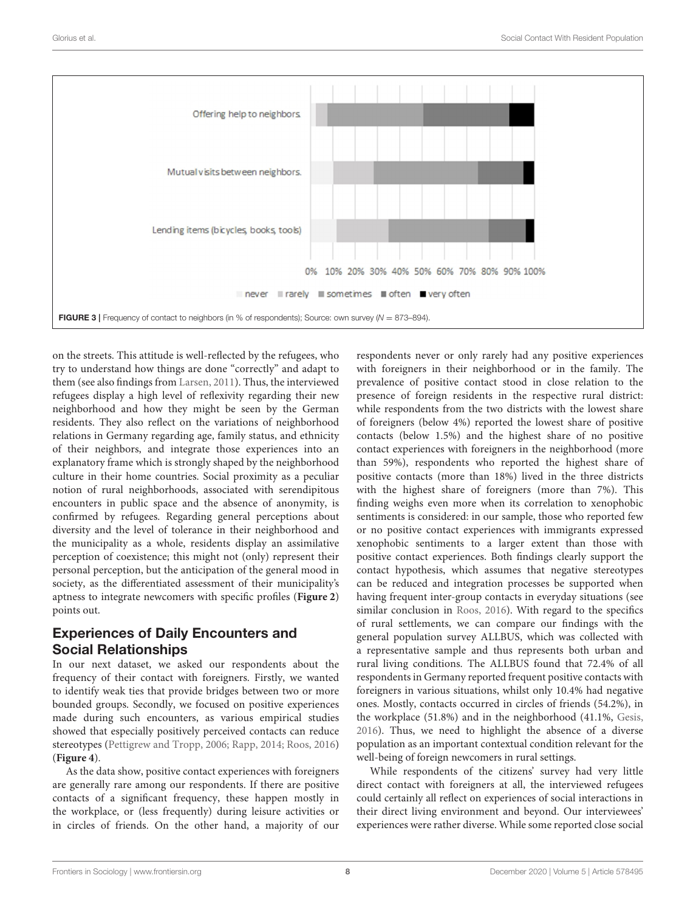FIGURE 3 | Frequency of contact to neighbors (in % of respondents); Source: own survey (N = 873–894).

on the streets. This attitude is well-reflected by the refugees, who try to understand how things are done "correctly" and adapt to them (see also findings from Larsen, 2011). Thus, the interviewed refugees display a high level of reflexivity regarding their new neighborhood and how they might be seen by the German residents. They also reflect on the variations of neighborhood relations in Germany regarding age, family status, and ethnicity of their neighbors, and integrate those experiences into an explanatory frame which is strongly shaped by the neighborhood culture in their home countries. Social proximity as a peculiar notion of rural neighborhoods, associated with serendipitous encounters in public space and the absence of anonymity, is confirmed by refugees. Regarding general perceptions about diversity and the level of tolerance in their neighborhood and the municipality as a whole, residents display an assimilative perception of coexistence; this might not (only) represent their personal perception, but the anticipation of the general mood in society, as the differentiated assessment of their municipality's aptness to integrate newcomers with specific profiles (**Figure 2**) points out.

## Experiences of Daily Encounters and Social Relationships

In our next dataset, we asked our respondents about the frequency of their contact with foreigners. Firstly, we wanted to identify weak ties that provide bridges between two or more bounded groups. Secondly, we focused on positive experiences made during such encounters, as various empirical studies showed that especially positively perceived contacts can reduce stereotypes (Pettigrew and Tropp, 2006; Rapp, 2014; Roos, 2016) (**Figure 4**).

As the data show, positive contact experiences with foreigners are generally rare among our respondents. If there are positive contacts of a significant frequency, these happen mostly in the workplace, or (less frequently) during leisure activities or in circles of friends. On the other hand, a majority of our respondents never or only rarely had any positive experiences with foreigners in their neighborhood or in the family. The prevalence of positive contact stood in close relation to the presence of foreign residents in the respective rural district: while respondents from the two districts with the lowest share of foreigners (below 4%) reported the lowest share of positive contacts (below 1.5%) and the highest share of no positive contact experiences with foreigners in the neighborhood (more than 59%), respondents who reported the highest share of positive contacts (more than 18%) lived in the three districts with the highest share of foreigners (more than 7%). This finding weighs even more when its correlation to xenophobic sentiments is considered: in our sample, those who reported few or no positive contact experiences with immigrants expressed xenophobic sentiments to a larger extent than those with positive contact experiences. Both findings clearly support the contact hypothesis, which assumes that negative stereotypes can be reduced and integration processes be supported when having frequent inter-group contacts in everyday situations (see similar conclusion in Roos, 2016). With regard to the specifics of rural settlements, we can compare our findings with the general population survey ALLBUS, which was collected with a representative sample and thus represents both urban and rural living conditions. The ALLBUS found that 72.4% of all respondents in Germany reported frequent positive contacts with foreigners in various situations, whilst only 10.4% had negative ones. Mostly, contacts occurred in circles of friends (54.2%), in the workplace (51.8%) and in the neighborhood (41.1%, Gesis, 2016). Thus, we need to highlight the absence of a diverse population as an important contextual condition relevant for the well-being of foreign newcomers in rural settings.

While respondents of the citizens' survey had very little direct contact with foreigners at all, the interviewed refugees could certainly all reflect on experiences of social interactions in their direct living environment and beyond. Our interviewees' experiences were rather diverse. While some reported close social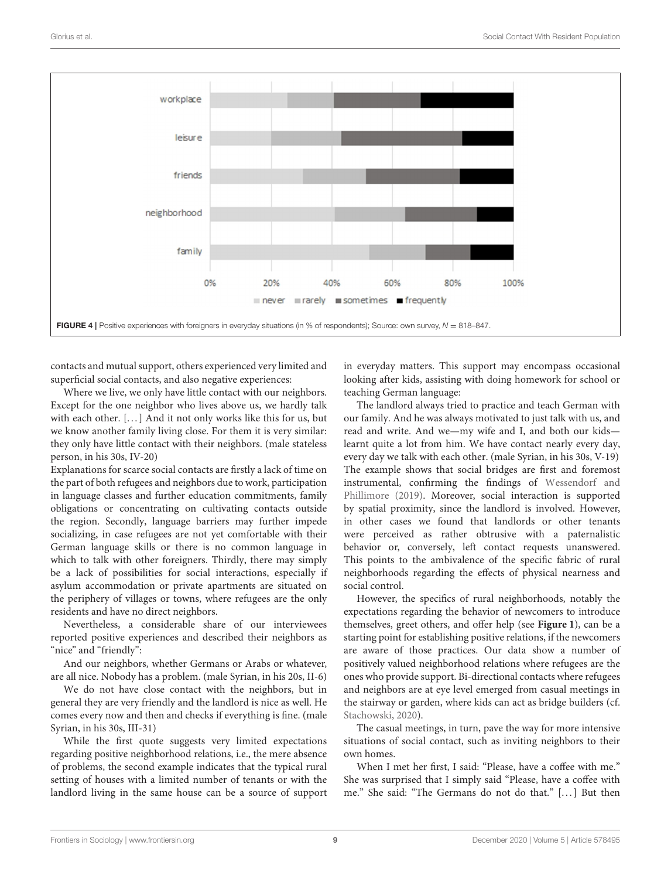FIGURE 4 | Positive experiences with foreigners in everyday situations (in % of respondents); Source: own survey, N = 818–847.

contacts and mutual support, others experienced very limited and superficial social contacts, and also negative experiences:

Where we live, we only have little contact with our neighbors. Except for the one neighbor who lives above us, we hardly talk with each other. [...] And it not only works like this for us, but we know another family living close. For them it is very similar: they only have little contact with their neighbors. (male stateless person, in his 30s, IV-20)

Explanations for scarce social contacts are firstly a lack of time on the part of both refugees and neighbors due to work, participation in language classes and further education commitments, family obligations or concentrating on cultivating contacts outside the region. Secondly, language barriers may further impede socializing, in case refugees are not yet comfortable with their German language skills or there is no common language in which to talk with other foreigners. Thirdly, there may simply be a lack of possibilities for social interactions, especially if asylum accommodation or private apartments are situated on the periphery of villages or towns, where refugees are the only residents and have no direct neighbors.

Nevertheless, a considerable share of our interviewees reported positive experiences and described their neighbors as "nice" and "friendly":

And our neighbors, whether Germans or Arabs or whatever, are all nice. Nobody has a problem. (male Syrian, in his 20s, II-6)

We do not have close contact with the neighbors, but in general they are very friendly and the landlord is nice as well. He comes every now and then and checks if everything is fine. (male Syrian, in his 30s, III-31)

While the first quote suggests very limited expectations regarding positive neighborhood relations, i.e., the mere absence of problems, the second example indicates that the typical rural setting of houses with a limited number of tenants or with the landlord living in the same house can be a source of support in everyday matters. This support may encompass occasional looking after kids, assisting with doing homework for school or teaching German language:

The landlord always tried to practice and teach German with our family. And he was always motivated to just talk with us, and read and write. And we—my wife and I, and both our kids—learnt quite a lot from him. We have contact nearly every day, every day we talk with each other. (male Syrian, in his 30s, V-19)

The example shows that social bridges are first and foremost instrumental, confirming the findings of Wessendorf and Phillimore (2019). Moreover, social interaction is supported by spatial proximity, since the landlord is involved. However, in other cases we found that landlords or other tenants were perceived as rather obtrusive with a paternalistic behavior or, conversely, left contact requests unanswered. This points to the ambivalence of the specific fabric of rural neighborhoods regarding the effects of physical nearness and social control.

However, the specifics of rural neighborhoods, notably the expectations regarding the behavior of newcomers to introduce themselves, greet others, and offer help (see **Figure 1**), can be a starting point for establishing positive relations, if the newcomers are aware of those practices. Our data show a number of positively valued neighborhood relations where refugees are the ones who provide support. Bi-directional contacts where refugees and neighbors are at eye level emerged from casual meetings in the stairway or garden, where kids can act as bridge builders (cf. Stachowski, 2020).

The casual meetings, in turn, pave the way for more intensive situations of social contact, such as inviting neighbors to their own homes.

When I met her first, I said: "Please, have a coffee with me." She was surprised that I simply said "Please, have a coffee with me." She said: "The Germans do not do that." [...] But then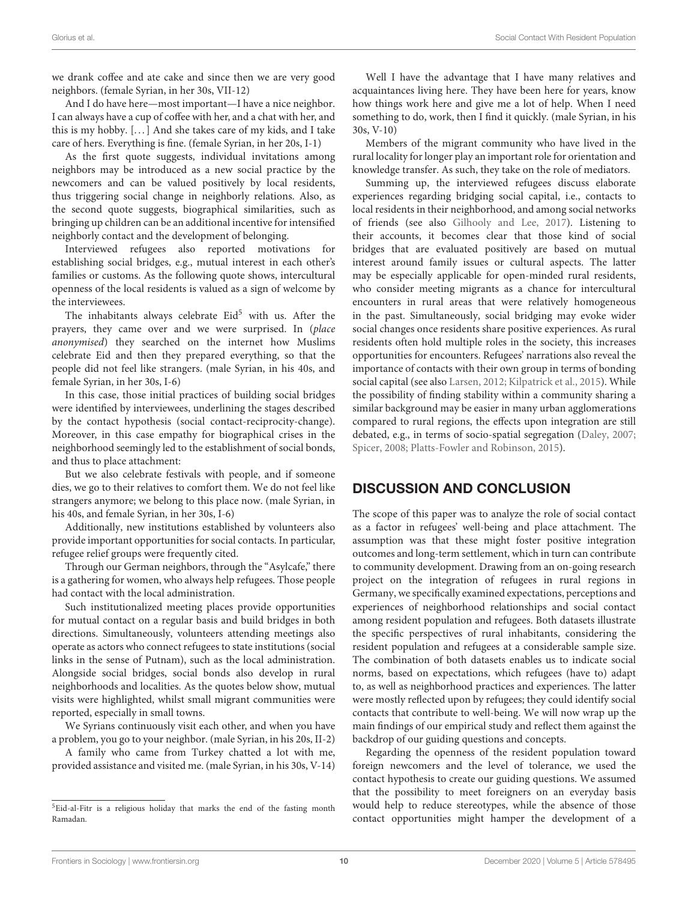we drank coffee and ate cake and since then we are very good neighbors. (female Syrian, in her 30s, VII-12)

And I do have here—most important—I have a nice neighbor. I can always have a cup of coffee with her, and a chat with her, and this is my hobby. [...] And she takes care of my kids, and I take care of hers. Everything is fine. (female Syrian, in her 20s, I-1)

As the first quote suggests, individual invitations among neighbors may be introduced as a new social practice by the newcomers and can be valued positively by local residents, thus triggering social change in neighborly relations. Also, as the second quote suggests, biographical similarities, such as bringing up children can be an additional incentive for intensified neighborly contact and the development of belonging.

Interviewed refugees also reported motivations for establishing social bridges, e.g., mutual interest in each other's families or customs. As the following quote shows, intercultural openness of the local residents is valued as a sign of welcome by the interviewees.

The inhabitants always celebrate Eid[5] with us. After the prayers, they came over and we were surprised. In (*place anonymised*) they searched on the internet how Muslims celebrate Eid and then they prepared everything, so that the people did not feel like strangers. (male Syrian, in his 40s, and female Syrian, in her 30s, I-6)

In this case, those initial practices of building social bridges were identified by interviewees, underlining the stages described by the contact hypothesis (social contact-reciprocity-change). Moreover, in this case empathy for biographical crises in the neighborhood seemingly led to the establishment of social bonds, and thus to place attachment:

But we also celebrate festivals with people, and if someone dies, we go to their relatives to comfort them. We do not feel like strangers anymore; we belong to this place now. (male Syrian, in his 40s, and female Syrian, in her 30s, I-6)

Additionally, new institutions established by volunteers also provide important opportunities for social contacts. In particular, refugee relief groups were frequently cited.

Through our German neighbors, through the "Asylcafe," there is a gathering for women, who always help refugees. Those people had contact with the local administration.

Such institutionalized meeting places provide opportunities for mutual contact on a regular basis and build bridges in both directions. Simultaneously, volunteers attending meetings also operate as actors who connect refugees to state institutions (social links in the sense of Putnam), such as the local administration. Alongside social bridges, social bonds also develop in rural neighborhoods and localities. As the quotes below show, mutual visits were highlighted, whilst small migrant communities were reported, especially in small towns.

We Syrians continuously visit each other, and when you have a problem, you go to your neighbor. (male Syrian, in his 20s, II-2)

A family who came from Turkey chatted a lot with me, provided assistance and visited me. (male Syrian, in his 30s, V-14)

Well I have the advantage that I have many relatives and acquaintances living here. They have been here for years, know how things work here and give me a lot of help. When I need something to do, work, then I find it quickly. (male Syrian, in his 30s, V-10)

Members of the migrant community who have lived in the rural locality for longer play an important role for orientation and knowledge transfer. As such, they take on the role of mediators.

Summing up, the interviewed refugees discuss elaborate experiences regarding bridging social capital, i.e., contacts to local residents in their neighborhood, and among social networks of friends (see also Gilhooly and Lee, 2017). Listening to their accounts, it becomes clear that those kind of social bridges that are evaluated positively are based on mutual interest around family issues or cultural aspects. The latter may be especially applicable for open-minded rural residents, who consider meeting migrants as a chance for intercultural encounters in rural areas that were relatively homogeneous in the past. Simultaneously, social bridging may evoke wider social changes once residents share positive experiences. As rural residents often hold multiple roles in the society, this increases opportunities for encounters. Refugees' narrations also reveal the importance of contacts with their own group in terms of bonding social capital (see also Larsen, 2012; Kilpatrick et al., 2015). While the possibility of finding stability within a community sharing a similar background may be easier in many urban agglomerations compared to rural regions, the effects upon integration are still debated, e.g., in terms of socio-spatial segregation (Daley, 2007; Spicer, 2008; Platts-Fowler and Robinson, 2015).

## DISCUSSION AND CONCLUSION

The scope of this paper was to analyze the role of social contact as a factor in refugees' well-being and place attachment. The assumption was that these might foster positive integration outcomes and long-term settlement, which in turn can contribute to community development. Drawing from an on-going research project on the integration of refugees in rural regions in Germany, we specifically examined expectations, perceptions and experiences of neighborhood relationships and social contact among resident population and refugees. Both datasets illustrate the specific perspectives of rural inhabitants, considering the resident population and refugees at a considerable sample size. The combination of both datasets enables us to indicate social norms, based on expectations, which refugees (have to) adapt to, as well as neighborhood practices and experiences. The latter were mostly reflected upon by refugees; they could identify social contacts that contribute to well-being. We will now wrap up the main findings of our empirical study and reflect them against the backdrop of our guiding questions and concepts.

Regarding the openness of the resident population toward foreign newcomers and the level of tolerance, we used the contact hypothesis to create our guiding questions. We assumed that the possibility to meet foreigners on an everyday basis would help to reduce stereotypes, while the absence of those contact opportunities might hamper the development of a

[5] Eid-al-Fitr is a religious holiday that marks the end of the fasting month Ramadan.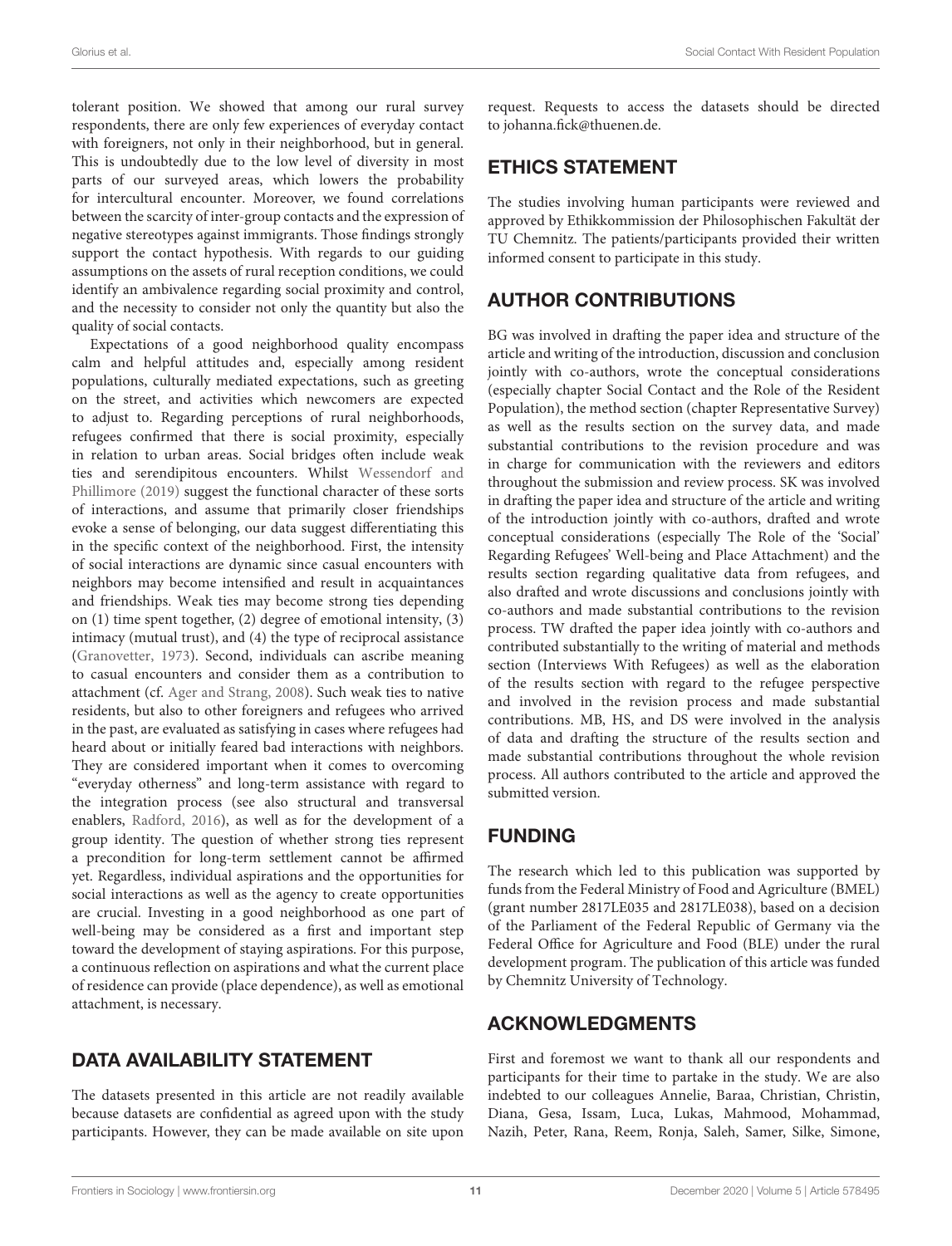tolerant position. We showed that among our rural survey respondents, there are only few experiences of everyday contact with foreigners, not only in their neighborhood, but in general. This is undoubtedly due to the low level of diversity in most parts of our surveyed areas, which lowers the probability for intercultural encounter. Moreover, we found correlations between the scarcity of inter-group contacts and the expression of negative stereotypes against immigrants. Those findings strongly support the contact hypothesis. With regards to our guiding assumptions on the assets of rural reception conditions, we could identify an ambivalence regarding social proximity and control, and the necessity to consider not only the quantity but also the quality of social contacts.

Expectations of a good neighborhood quality encompass calm and helpful attitudes and, especially among resident populations, culturally mediated expectations, such as greeting on the street, and activities which newcomers are expected to adjust to. Regarding perceptions of rural neighborhoods, refugees confirmed that there is social proximity, especially in relation to urban areas. Social bridges often include weak ties and serendipitous encounters. Whilst Wessendorf and Phillimore (2019) suggest the functional character of these sorts of interactions, and assume that primarily closer friendships evoke a sense of belonging, our data suggest differentiating this in the specific context of the neighborhood. First, the intensity of social interactions are dynamic since casual encounters with neighbors may become intensified and result in acquaintances and friendships. Weak ties may become strong ties depending on (1) time spent together, (2) degree of emotional intensity, (3) intimacy (mutual trust), and (4) the type of reciprocal assistance (Granovetter, 1973). Second, individuals can ascribe meaning to casual encounters and consider them as a contribution to attachment (cf. Ager and Strang, 2008). Such weak ties to native residents, but also to other foreigners and refugees who arrived in the past, are evaluated as satisfying in cases where refugees had heard about or initially feared bad interactions with neighbors. They are considered important when it comes to overcoming "everyday otherness" and long-term assistance with regard to the integration process (see also structural and transversal enablers, Radford, 2016), as well as for the development of a group identity. The question of whether strong ties represent a precondition for long-term settlement cannot be affirmed yet. Regardless, individual aspirations and the opportunities for social interactions as well as the agency to create opportunities are crucial. Investing in a good neighborhood as one part of well-being may be considered as a first and important step toward the development of staying aspirations. For this purpose, a continuous reflection on aspirations and what the current place of residence can provide (place dependence), as well as emotional attachment, is necessary.

## DATA AVAILABILITY STATEMENT

The datasets presented in this article are not readily available because datasets are confidential as agreed upon with the study participants. However, they can be made available on site upon request. Requests to access the datasets should be directed to johanna.fick@thuenen.de.

## ETHICS STATEMENT

The studies involving human participants were reviewed and approved by Ethikkommission der Philosophischen Fakultät der TU Chemnitz. The patients/participants provided their written informed consent to participate in this study.

## AUTHOR CONTRIBUTIONS

BG was involved in drafting the paper idea and structure of the article and writing of the introduction, discussion and conclusion jointly with co-authors, wrote the conceptual considerations (especially chapter Social Contact and the Role of the Resident Population), the method section (chapter Representative Survey) as well as the results section on the survey data, and made substantial contributions to the revision procedure and was in charge for communication with the reviewers and editors throughout the submission and review process. SK was involved in drafting the paper idea and structure of the article and writing of the introduction jointly with co-authors, drafted and wrote conceptual considerations (especially The Role of the 'Social' Regarding Refugees' Well-being and Place Attachment) and the results section regarding qualitative data from refugees, and also drafted and wrote discussions and conclusions jointly with co-authors and made substantial contributions to the revision process. TW drafted the paper idea jointly with co-authors and contributed substantially to the writing of material and methods section (Interviews With Refugees) as well as the elaboration of the results section with regard to the refugee perspective and involved in the revision process and made substantial contributions. MB, HS, and DS were involved in the analysis of data and drafting the structure of the results section and made substantial contributions throughout the whole revision process. All authors contributed to the article and approved the submitted version.

## FUNDING

The research which led to this publication was supported by funds from the Federal Ministry of Food and Agriculture (BMEL) (grant number 2817LE035 and 2817LE038), based on a decision of the Parliament of the Federal Republic of Germany via the Federal Office for Agriculture and Food (BLE) under the rural development program. The publication of this article was funded by Chemnitz University of Technology.

## ACKNOWLEDGMENTS

First and foremost we want to thank all our respondents and participants for their time to partake in the study. We are also indebted to our colleagues Annelie, Baraa, Christian, Christin, Diana, Gesa, Issam, Luca, Lukas, Mahmood, Mohammad, Nazih, Peter, Rana, Reem, Ronja, Saleh, Samer, Silke, Simone,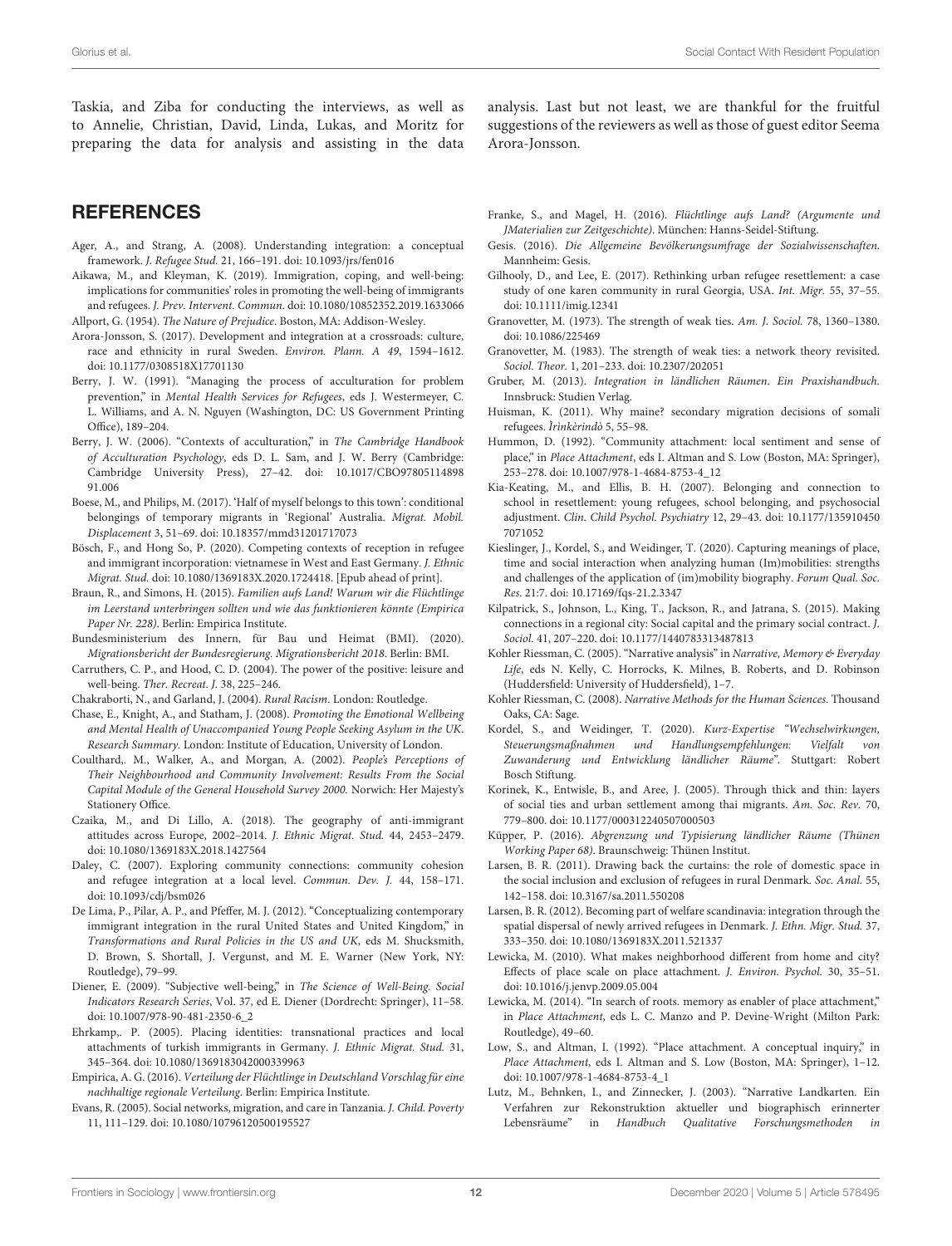Taskia, and Ziba for conducting the interviews, as well as to Annelie, Christian, David, Linda, Lukas, and Moritz for preparing the data for analysis and assisting in the data analysis. Last but not least, we are thankful for the fruitful suggestions of the reviewers as well as those of guest editor Seema Arora-Jonsson.

## REFERENCES

Ager, A., and Strang, A. (2008). Understanding integration: a conceptual framework. *J. Refugee Stud.* 21, 166–191. doi: 10.1093/jrs/fen016

Aikawa, M., and Kleyman, K. (2019). Immigration, coping, and well-being: implications for communities' roles in promoting the well-being of immigrants and refugees. *J. Prev. Intervent. Commun.* doi: 10.1080/10852352.2019.1633066

Allport, G. (1954). *The Nature of Prejudice*. Boston, MA: Addison-Wesley.

Arora-Jonsson, S. (2017). Development and integration at a crossroads: culture, race and ethnicity in rural Sweden. *Environ. Plann. A 49*, 1594–1612. doi: 10.1177/0308518X17701130

Berry, J. W. (1991). "Managing the process of acculturation for problem prevention," in *Mental Health Services for Refugees*, eds J. Westermeyer, C. L. Williams, and A. N. Nguyen (Washington, DC: US Government Printing Office), 189–204.

Berry, J. W. (2006). "Contexts of acculturation," in *The Cambridge Handbook of Acculturation Psychology*, eds D. L. Sam, and J. W. Berry (Cambridge: Cambridge University Press), 27–42. doi: 10.1017/CBO9780511489891.006

Boese, M., and Philips, M. (2017). 'Half of myself belongs to this town': conditional belongings of temporary migrants in 'Regional' Australia. *Migrat. Mobil. Displacement* 3, 51–69. doi: 10.18357/mmd31201717073

Bösch, F., and Hong So, P. (2020). Competing contexts of reception in refugee and immigrant incorporation: vietnamese in West and East Germany. *J. Ethnic Migrat. Stud.* doi: 10.1080/1369183X.2020.1724418. [Epub ahead of print].

Braun, R., and Simons, H. (2015). *Familien aufs Land! Warum wir die Flüchtlinge im Leerstand unterbringen sollten und wie das funktionieren könnte (Empirica Paper Nr. 228)*. Berlin: Empirica Institute.

Bundesministerium des Innern, für Bau und Heimat (BMI). (2020). *Migrationsbericht der Bundesregierung. Migrationsbericht 2018*. Berlin: BMI.

Carruthers, C. P., and Hood, C. D. (2004). The power of the positive: leisure and well-being. *Ther. Recreat. J.* 38, 225–246.

Chakraborti, N., and Garland, J. (2004). *Rural Racism*. London: Routledge.

Chase, E., Knight, A., and Statham, J. (2008). *Promoting the Emotional Wellbeing and Mental Health of Unaccompanied Young People Seeking Asylum in the UK. Research Summary.* London: Institute of Education, University of London.

Coulthard,. M., Walker, A., and Morgan, A. (2002). *People's Perceptions of Their Neighbourhood and Community Involvement: Results From the Social Capital Module of the General Household Survey 2000.* Norwich: Her Majesty's Stationery Office.

Czaika, M., and Di Lillo, A. (2018). The geography of anti-immigrant attitudes across Europe, 2002–2014. *J. Ethnic Migrat. Stud.* 44, 2453–2479. doi: 10.1080/1369183X.2018.1427564

Daley, C. (2007). Exploring community connections: community cohesion and refugee integration at a local level. *Commun. Dev. J.* 44, 158–171. doi: 10.1093/cdj/bsm026

De Lima, P., Pilar, A. P., and Pfeffer, M. J. (2012). "Conceptualizing contemporary immigrant integration in the rural United States and United Kingdom," in *Transformations and Rural Policies in the US and UK*, eds M. Shucksmith, D. Brown, S. Shortall, J. Vergunst, and M. E. Warner (New York, NY: Routledge), 79–99.

Diener, E. (2009). "Subjective well-being," in *The Science of Well-Being. Social Indicators Research Series*, Vol. 37, ed E. Diener (Dordrecht: Springer), 11–58. doi: 10.1007/978-90-481-2350-6_2

Ehrkamp,. P. (2005). Placing identities: transnational practices and local attachments of turkish immigrants in Germany. *J. Ethnic Migrat. Stud.* 31, 345–364. doi: 10.1080/1369183042000339963

Empirica, A. G. (2016). *Verteilung der Flüchtlinge in Deutschland Vorschlag für eine nachhaltige regionale Verteilung*. Berlin: Empirica Institute.

Evans, R. (2005). Social networks, migration, and care in Tanzania. *J. Child. Poverty* 11, 111–129. doi: 10.1080/10796120500195527

Franke, S., and Magel, H. (2016). *Flüchtlinge aufs Land? (Argumente und JMaterialien zur Zeitgeschichte)*. München: Hanns-Seidel-Stiftung.

Gesis. (2016). *Die Allgemeine Bevölkerungsumfrage der Sozialwissenschaften.* Mannheim: Gesis.

Gilhooly, D., and Lee, E. (2017). Rethinking urban refugee resettlement: a case study of one karen community in rural Georgia, USA. *Int. Migr.* 55, 37–55. doi: 10.1111/imig.12341

Granovetter, M. (1973). The strength of weak ties. *Am. J. Sociol.* 78, 1360–1380. doi: 10.1086/225469

Granovetter, M. (1983). The strength of weak ties: a network theory revisited. *Sociol. Theor.* 1, 201–233. doi: 10.2307/202051

Gruber, M. (2013). *Integration in ländlichen Räumen. Ein Praxishandbuch.* Innsbruck: Studien Verlag.

Huisman, K. (2011). Why maine? secondary migration decisions of somali refugees. *Ìrinkèrindò* 5, 55–98.

Hummon, D. (1992). "Community attachment: local sentiment and sense of place," in *Place Attachment*, eds I. Altman and S. Low (Boston, MA: Springer), 253–278. doi: 10.1007/978-1-4684-8753-4_12

Kia-Keating, M., and Ellis, B. H. (2007). Belonging and connection to school in resettlement: young refugees, school belonging, and psychosocial adjustment. *Clin. Child Psychol. Psychiatry* 12, 29–43. doi: 10.1177/1359104507071052

Kieslinger, J., Kordel, S., and Weidinger, T. (2020). Capturing meanings of place, time and social interaction when analyzing human (Im)mobilities: strengths and challenges of the application of (im)mobility biography. *Forum Qual. Soc. Res.* 21:7. doi: 10.17169/fqs-21.2.3347

Kilpatrick, S., Johnson, L., King, T., Jackson, R., and Jatrana, S. (2015). Making connections in a regional city: Social capital and the primary social contract. *J. Sociol.* 41, 207–220. doi: 10.1177/1440783313487813

Kohler Riessman, C. (2005). "Narrative analysis" in *Narrative, Memory & Everyday Life*, eds N. Kelly, C. Horrocks, K. Milnes, B. Roberts, and D. Robinson (Huddersfield: University of Huddersfield), 1–7.

Kohler Riessman, C. (2008). *Narrative Methods for the Human Sciences*. Thousand Oaks, CA: Sage.

Kordel, S., and Weidinger, T. (2020). *Kurz-Expertise "Wechselwirkungen, Steuerungsmaßnahmen und Handlungsempfehlungen: Vielfalt von Zuwanderung und Entwicklung ländlicher Räume"*. Stuttgart: Robert Bosch Stiftung.

Korinek, K., Entwisle, B., and Aree, J. (2005). Through thick and thin: layers of social ties and urban settlement among thai migrants. *Am. Soc. Rev.* 70, 779–800. doi: 10.1177/000312240507000503

Küpper, P. (2016). *Abgrenzung und Typisierung ländlicher Räume (Thünen Working Paper 68)*. Braunschweig: Thünen Institut.

Larsen, B. R. (2011). Drawing back the curtains: the role of domestic space in the social inclusion and exclusion of refugees in rural Denmark. *Soc. Anal.* 55, 142–158. doi: 10.3167/sa.2011.550208

Larsen, B. R. (2012). Becoming part of welfare scandinavia: integration through the spatial dispersal of newly arrived refugees in Denmark. *J. Ethn. Migr. Stud.* 37, 333–350. doi: 10.1080/1369183X.2011.521337

Lewicka, M. (2010). What makes neighborhood different from home and city? Effects of place scale on place attachment. *J. Environ. Psychol.* 30, 35–51. doi: 10.1016/j.jenvp.2009.05.004

Lewicka, M. (2014). "In search of roots. memory as enabler of place attachment," in *Place Attachment*, eds L. C. Manzo and P. Devine-Wright (Milton Park: Routledge), 49–60.

Low, S., and Altman, I. (1992). "Place attachment. A conceptual inquiry," in *Place Attachment*, eds I. Altman and S. Low (Boston, MA: Springer), 1–12. doi: 10.1007/978-1-4684-8753-4_1

Lutz, M., Behnken, I., and Zinnecker, J. (2003). "Narrative Landkarten. Ein Verfahren zur Rekonstruktion aktueller und biographisch erinnerter Lebensräume" in *Handbuch Qualitative Forschungsmethoden in*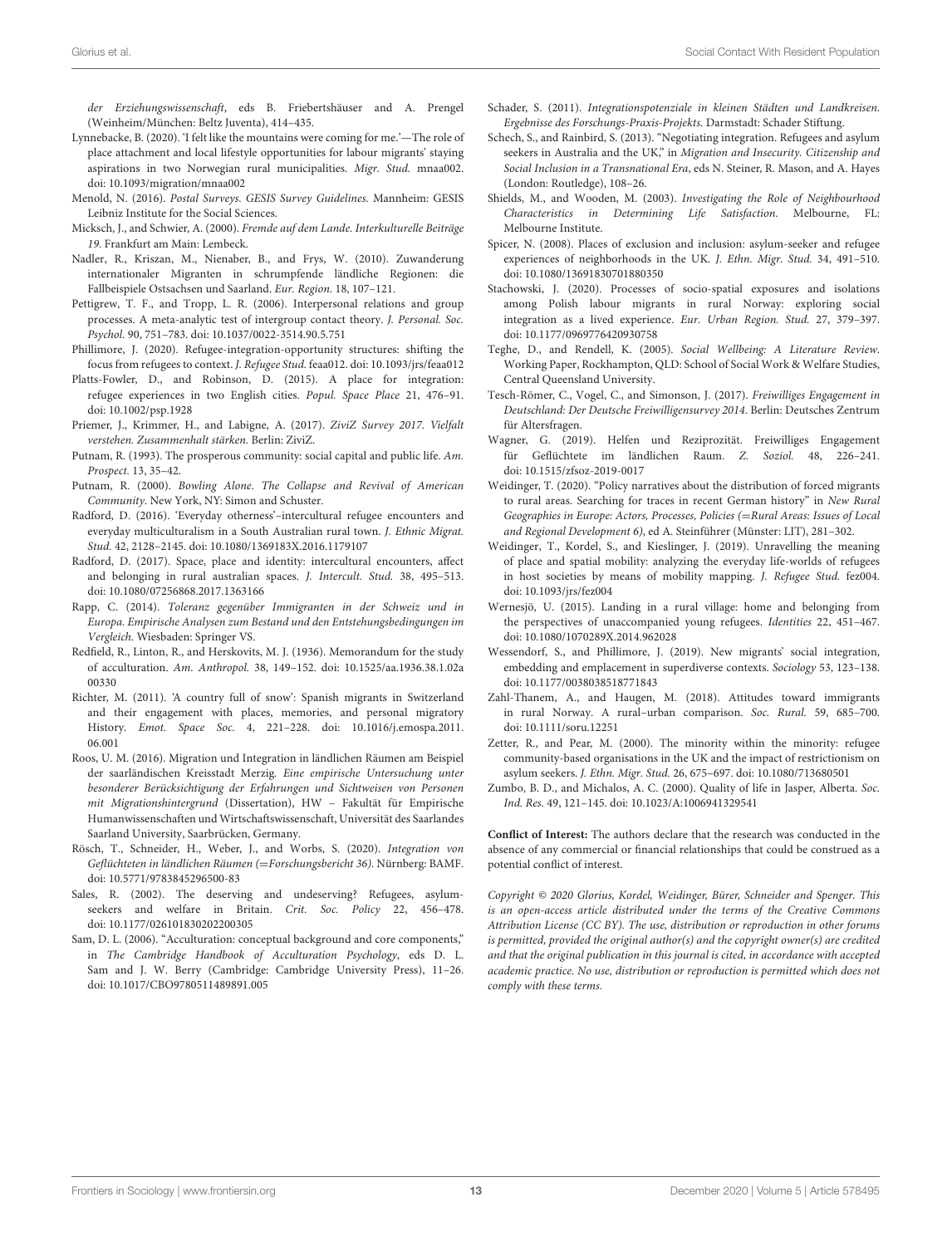der Erziehungswissenschaft, eds B. Friebertshäuser and A. Prengel (Weinheim/München: Beltz Juventa), 414–435.

Lynnebacke, B. (2020). 'I felt like the mountains were coming for me.'—The role of place attachment and local lifestyle opportunities for labour migrants' staying aspirations in two Norwegian rural municipalities. *Migr. Stud.* mnaa002. doi: 10.1093/migration/mnaa002

Menold, N. (2016). *Postal Surveys. GESIS Survey Guidelines.* Mannheim: GESIS Leibniz Institute for the Social Sciences.

Micksch, J., and Schwier, A. (2000). *Fremde auf dem Lande. Interkulturelle Beiträge 19.* Frankfurt am Main: Lembeck.

Nadler, R., Kriszan, M., Nienaber, B., and Frys, W. (2010). Zuwanderung internationaler Migranten in schrumpfende ländliche Regionen: die Fallbeispiele Ostsachsen und Saarland. *Eur. Region.* 18, 107–121.

Pettigrew, T. F., and Tropp, L. R. (2006). Interpersonal relations and group processes. A meta-analytic test of intergroup contact theory. *J. Personal. Soc. Psychol.* 90, 751–783. doi: 10.1037/0022-3514.90.5.751

Phillimore, J. (2020). Refugee-integration-opportunity structures: shifting the focus from refugees to context. *J. Refugee Stud.* feaa012. doi: 10.1093/jrs/feaa012

Platts-Fowler, D., and Robinson, D. (2015). A place for integration: refugee experiences in two English cities. *Popul. Space Place* 21, 476–91. doi: 10.1002/psp.1928

Priemer, J., Krimmer, H., and Labigne, A. (2017). *ZiviZ Survey 2017. Vielfalt verstehen. Zusammenhalt stärken.* Berlin: ZiviZ.

Putnam, R. (1993). The prosperous community: social capital and public life. *Am. Prospect.* 13, 35–42.

Putnam, R. (2000). *Bowling Alone. The Collapse and Revival of American Community.* New York, NY: Simon and Schuster.

Radford, D. (2016). 'Everyday otherness'–intercultural refugee encounters and everyday multiculturalism in a South Australian rural town. *J. Ethnic Migrat. Stud.* 42, 2128–2145. doi: 10.1080/1369183X.2016.1179107

Radford, D. (2017). Space, place and identity: intercultural encounters, affect and belonging in rural australian spaces. *J. Intercult. Stud.* 38, 495–513. doi: 10.1080/07256868.2017.1363166

Rapp, C. (2014). *Toleranz gegenüber Immigranten in der Schweiz und in Europa. Empirische Analysen zum Bestand und den Entstehungsbedingungen im Vergleich.* Wiesbaden: Springer VS.

Redfield, R., Linton, R., and Herskovits, M. J. (1936). Memorandum for the study of acculturation. *Am. Anthropol.* 38, 149–152. doi: 10.1525/aa.1936.38.1.02a00330

Richter, M. (2011). 'A country full of snow': Spanish migrants in Switzerland and their engagement with places, memories, and personal migratory History. *Emot. Space Soc.* 4, 221–228. doi: 10.1016/j.emospa.2011.06.001

Roos, U. M. (2016). Migration und Integration in ländlichen Räumen am Beispiel der saarländischen Kreisstadt Merzig. *Eine empirische Untersuchung unter besonderer Berücksichtigung der Erfahrungen und Sichtweisen von Personen mit Migrationshintergrund* (Dissertation), HW – Fakultät für Empirische Humanwissenschaften und Wirtschaftswissenschaft, Universität des Saarlandes Saarland University, Saarbrücken, Germany.

Rösch, T., Schneider, H., Weber, J., and Worbs, S. (2020). *Integration von Geflüchteten in ländlichen Räumen (=Forschungsbericht 36).* Nürnberg: BAMF. doi: 10.5771/9783845296500-83

Sales, R. (2002). The deserving and undeserving? Refugees, asylum-seekers and welfare in Britain. *Crit. Soc. Policy* 22, 456–478. doi: 10.1177/026101830202200305

Sam, D. L. (2006). "Acculturation: conceptual background and core components," in *The Cambridge Handbook of Acculturation Psychology*, eds D. L. Sam and J. W. Berry (Cambridge: Cambridge University Press), 11–26. doi: 10.1017/CBO9780511489891.005

Schader, S. (2011). *Integrationspotenziale in kleinen Städten und Landkreisen. Ergebnisse des Forschungs-Praxis-Projekts.* Darmstadt: Schader Stiftung.

Schech, S., and Rainbird, S. (2013). "Negotiating integration. Refugees and asylum seekers in Australia and the UK," in *Migration and Insecurity. Citizenship and Social Inclusion in a Transnational Era*, eds N. Steiner, R. Mason, and A. Hayes (London: Routledge), 108–26.

Shields, M., and Wooden, M. (2003). *Investigating the Role of Neighbourhood Characteristics in Determining Life Satisfaction.* Melbourne, FL: Melbourne Institute.

Spicer, N. (2008). Places of exclusion and inclusion: asylum-seeker and refugee experiences of neighborhoods in the UK. *J. Ethn. Migr. Stud.* 34, 491–510. doi: 10.1080/13691830701880350

Stachowski, J. (2020). Processes of socio-spatial exposures and isolations among Polish labour migrants in rural Norway: exploring social integration as a lived experience. *Eur. Urban Region. Stud.* 27, 379–397. doi: 10.1177/0969776420930758

Teghe, D., and Rendell, K. (2005). *Social Wellbeing: A Literature Review.* Working Paper, Rockhampton, QLD: School of Social Work & Welfare Studies, Central Queensland University.

Tesch-Römer, C., Vogel, C., and Simonson, J. (2017). *Freiwilliges Engagement in Deutschland: Der Deutsche Freiwilligensurvey 2014.* Berlin: Deutsches Zentrum für Altersfragen.

Wagner, G. (2019). Helfen und Reziprozität. Freiwilliges Engagement für Geflüchtete im ländlichen Raum. *Z. Soziol.* 48, 226–241. doi: 10.1515/zfsoz-2019-0017

Weidinger, T. (2020). "Policy narratives about the distribution of forced migrants to rural areas. Searching for traces in recent German history" in *New Rural Geographies in Europe: Actors, Processes, Policies (=Rural Areas: Issues of Local and Regional Development 6)*, ed A. Steinführer (Münster: LIT), 281–302.

Weidinger, T., Kordel, S., and Kieslinger, J. (2019). Unravelling the meaning of place and spatial mobility: analyzing the everyday life-worlds of refugees in host societies by means of mobility mapping. *J. Refugee Stud.* fez004. doi: 10.1093/jrs/fez004

Wernesjö, U. (2015). Landing in a rural village: home and belonging from the perspectives of unaccompanied young refugees. *Identities* 22, 451–467. doi: 10.1080/1070289X.2014.962028

Wessendorf, S., and Phillimore, J. (2019). New migrants' social integration, embedding and emplacement in superdiverse contexts. *Sociology* 53, 123–138. doi: 10.1177/0038038518771843

Zahl-Thanem, A., and Haugen, M. (2018). Attitudes toward immigrants in rural Norway. A rural–urban comparison. *Soc. Rural.* 59, 685–700. doi: 10.1111/soru.12251

Zetter, R., and Pear, M. (2000). The minority within the minority: refugee community-based organisations in the UK and the impact of restrictionism on asylum seekers. *J. Ethn. Migr. Stud.* 26, 675–697. doi: 10.1080/713680501

Zumbo, B. D., and Michalos, A. C. (2000). Quality of life in Jasper, Alberta. *Soc. Ind. Res.* 49, 121–145. doi: 10.1023/A:1006941329541

**Conflict of Interest:** The authors declare that the research was conducted in the absence of any commercial or financial relationships that could be construed as a potential conflict of interest.

*Copyright © 2020 Glorius, Kordel, Weidinger, Bürer, Schneider and Spenger. This is an open-access article distributed under the terms of the Creative Commons Attribution License (CC BY). The use, distribution or reproduction in other forums is permitted, provided the original author(s) and the copyright owner(s) are credited and that the original publication in this journal is cited, in accordance with accepted academic practice. No use, distribution or reproduction is permitted which does not comply with these terms.*